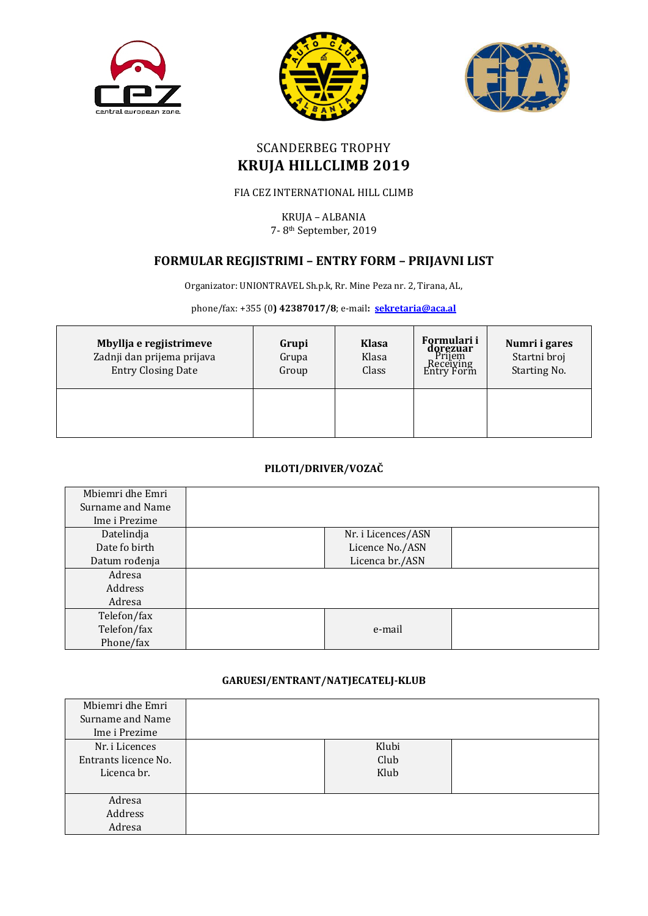SCANDERBEG TROPHY

# KRUJA HILLCLIMB 2019

FIA CEZ INTERNATIONAL HILL CLIMB

KRUJA – ALBANIA
7- 8th September, 2019

## FORMULAR REGJISTRIMI – ENTRY FORM – PRIJAVNI LIST

Organizator: UNIONTRAVEL Sh.p.k, Rr. Mine Peza nr. 2, Tirana, AL,

phone/fax: +355 (0**) 42387017/8**; e-mail**:** **sekretaria@aca.al**

| **Mbyllja e regjistrimeve** Zadnji dan prijema prijava Entry Closing Date | **Grupi** Grupa Group | **Klasa** Klasa Class | **Formulari i dorezuar** Prijem Receiving Entry Form | **Numri i gares** Startni broj Starting No. |
|---|---|---|---|---|
| | | | | |

### PILOTI/DRIVER/VOZAČ

| Mbiemri dhe Emri Surname and Name Ime i Prezime | | | |
|---|---|---|---|
| Datelindja Date fo birth Datum rođenja | | Nr. i Licences/ASN Licence No./ASN Licenca br./ASN | |
| Adresa Address Adresa | | | |
| Telefon/fax Telefon/fax Phone/fax | | e-mail | |

### GARUESI/ENTRANT/NATJECATELJ-KLUB

| Mbiemri dhe Emri Surname and Name Ime i Prezime | | | |
|---|---|---|---|
| Nr. i Licences Entrants licence No. Licenca br. | | Klubi Club Klub | |
| Adresa Address Adresa | | | |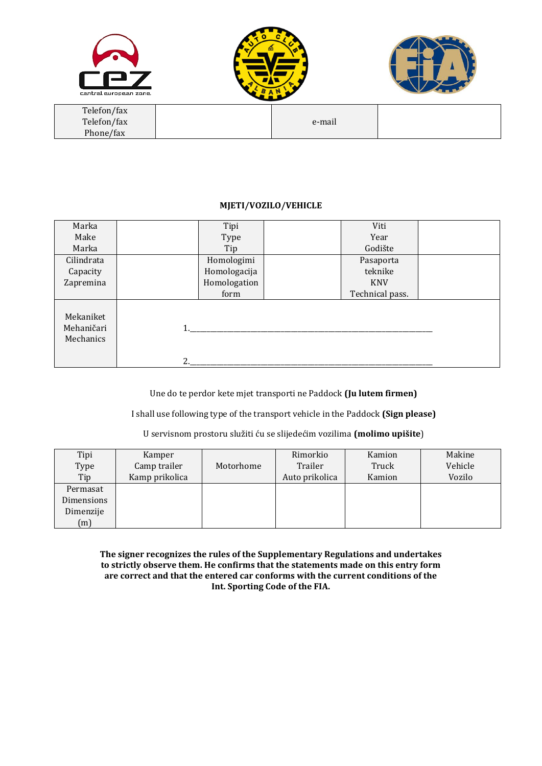| Telefon/fax<br>Telefon/fax<br>Phone/fax | | e-mail | |
|---|---|---|---|

**MJETI/VOZILO/VEHICLE**

| Marka<br>Make<br>Marka | | Tipi<br>Type<br>Tip | | Viti<br>Year<br>Godište | |
|---|---|---|---|---|---|
| Cilindrata<br>Capacity<br>Zapremina | | Homologimi<br>Homologacija<br>Homologation form | | Pasaporta teknike<br>KNV<br>Technical pass. | |
| Mekaniket<br>Mehaničari<br>Mechanics | 1.\_\_\_\_\_\_\_\_\_\_\_\_\_\_\_\_\_\_\_\_\_\_\_\_\_\_\_\_\_\_\_\_\_\_\_\_<br>2.\_\_\_\_\_\_\_\_\_\_\_\_\_\_\_\_\_\_\_\_\_\_\_\_\_\_\_\_\_\_\_\_\_\_\_\_ | | | | |

Une do te perdor kete mjet transporti ne Paddock **(Ju lutem firmen)**

I shall use following type of the transport vehicle in the Paddock **(Sign please)**

U servisnom prostoru služiti ću se slijedećim vozilima **(molimo upišite**)

| Tipi<br>Type<br>Tip | Kamper<br>Camp trailer<br>Kamp prikolica | Motorhome | Rimorkio<br>Trailer<br>Auto prikolica | Kamion<br>Truck<br>Kamion | Makine<br>Vehicle<br>Vozilo |
|---|---|---|---|---|---|
| Permasat<br>Dimensions<br>Dimenzije<br>(m) | | | | | |

**The signer recognizes the rules of the Supplementary Regulations and undertakes to strictly observe them. He confirms that the statements made on this entry form are correct and that the entered car conforms with the current conditions of the Int. Sporting Code of the FIA.**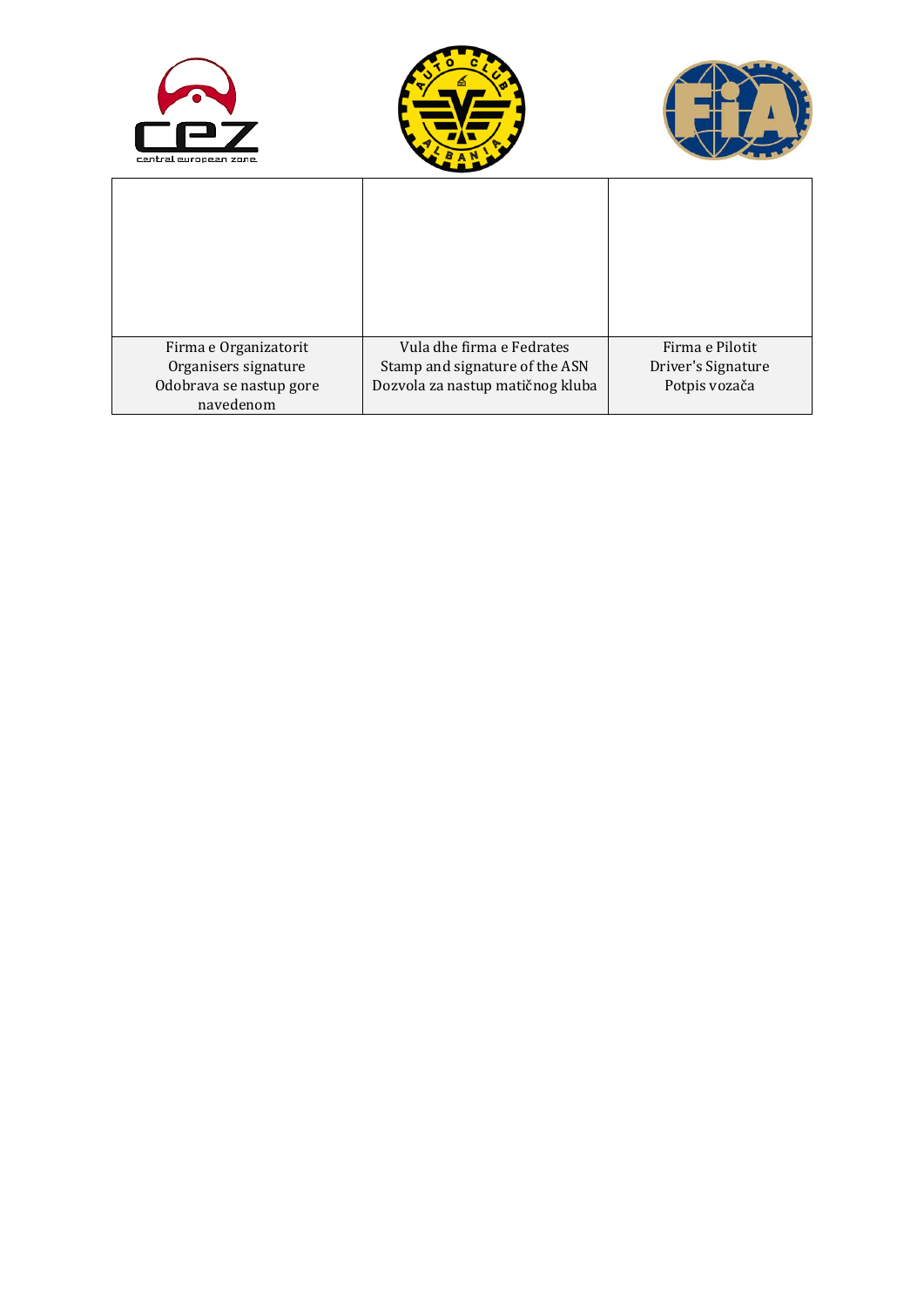| | | |
|---|---|---|
| | | |
| Firma e Organizatorit<br>Organisers signature<br>Odobrava se nastup gore navedenom | Vula dhe firma e Fedrates<br>Stamp and signature of the ASN<br>Dozvola za nastup matičnog kluba | Firma e Pilotit<br>Driver's Signature<br>Potpis vozača |